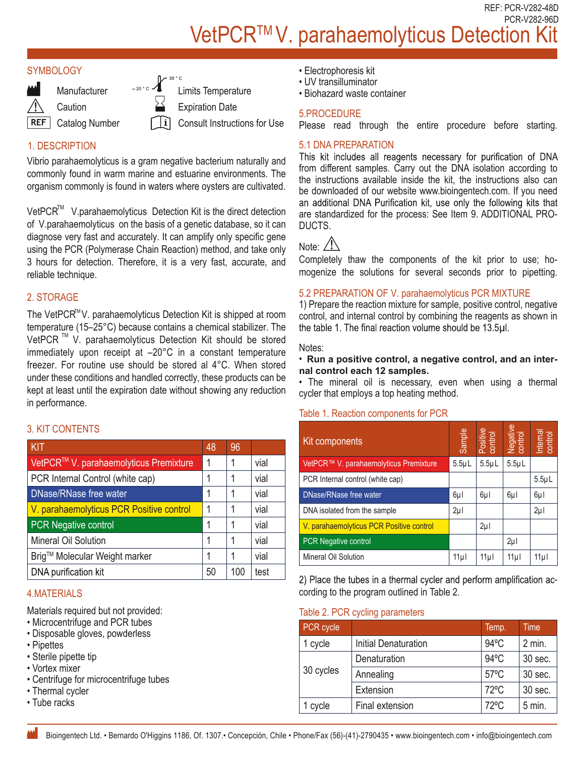REF: PCR-V282-48D
PCR-V282-96D

# VetPCR™ V. parahaemolyticus Detection Kit

## SYMBOLOGY

- Manufacturer
- Caution
- REF Catalog Number
- –20 °C / 30 °C Limits Temperature
- Expiration Date
- Consult Instructions for Use

## 1. DESCRIPTION

Vibrio parahaemolyticus is a gram negative bacterium naturally and commonly found in warm marine and estuarine environments. The organism commonly is found in waters where oysters are cultivated.

VetPCR™ V.parahaemolyticus Detection Kit is the direct detection of V.parahaemolyticus on the basis of a genetic database, so it can diagnose very fast and accurately. It can amplify only specific gene using the PCR (Polymerase Chain Reaction) method, and take only 3 hours for detection. Therefore, it is a very fast, accurate, and reliable technique.

## 2. STORAGE

The VetPCR™ V. parahaemolyticus Detection Kit is shipped at room temperature (15–25°C) because contains a chemical stabilizer. The VetPCR ™ V. parahaemolyticus Detection Kit should be stored immediately upon receipt at –20°C in a constant temperature freezer. For routine use should be stored al 4°C. When stored under these conditions and handled correctly, these products can be kept at least until the expiration date without showing any reduction in performance.

## 3. KIT CONTENTS

| KIT | 48 | 96 | |
|---|---|---|---|
| VetPCR™ V. parahaemolyticus Premixture | 1 | 1 | vial |
| PCR Internal Control (white cap) | 1 | 1 | vial |
| DNase/RNase free water | 1 | 1 | vial |
| V. parahaemolyticus PCR Positive control | 1 | 1 | vial |
| PCR Negative control | 1 | 1 | vial |
| Mineral Oil Solution | 1 | 1 | vial |
| Brig™ Molecular Weight marker | 1 | 1 | vial |
| DNA purification kit | 50 | 100 | test |

## 4.MATERIALS

Materials required but not provided:

- Microcentrifuge and PCR tubes
- Disposable gloves, powderless
- Pipettes
- Sterile pipette tip
- Vortex mixer
- Centrifuge for microcentrifuge tubes
- Thermal cycler
- Tube racks
- Electrophoresis kit
- UV transilluminator
- Biohazard waste container

## 5.PROCEDURE

Please read through the entire procedure before starting.

### 5.1 DNA PREPARATION

This kit includes all reagents necessary for purification of DNA from different samples. Carry out the DNA isolation according to the instructions available inside the kit, the instructions also can be downloaded of our website www.bioingentech.com. If you need an additional DNA Purification kit, use only the following kits that are standardized for the process: See Item 9. ADDITIONAL PRODUCTS.

Note: ⚠

Completely thaw the components of the kit prior to use; homogenize the solutions for several seconds prior to pipetting.

### 5.2 PREPARATION OF V. parahaemolyticus PCR MIXTURE

1) Prepare the reaction mixture for sample, positive control, negative control, and internal control by combining the reagents as shown in the table 1. The final reaction volume should be 13.5µl.

Notes:

- **Run a positive control, a negative control, and an internal control each 12 samples.**
- The mineral oil is necessary, even when using a thermal cycler that employs a top heating method.

Table 1. Reaction components for PCR

| Kit components | Sample | Positive control | Negative control | Internal control |
|---|---|---|---|---|
| VetPCR™ V. parahaemolyticus Premixture | 5.5µL | 5.5µL | 5.5µL | |
| PCR Internal control (white cap) | | | | 5.5µL |
| DNase/RNase free water | 6µl | 6µl | 6µl | 6µl |
| DNA isolated from the sample | 2µl | | | 2µl |
| V. parahaemolyticus PCR Positive control | | 2µl | | |
| PCR Negative control | | | 2µl | |
| Mineral Oil Solution | 11µl | 11µl | 11µl | 11µl |

2) Place the tubes in a thermal cycler and perform amplification according to the program outlined in Table 2.

Table 2. PCR cycling parameters

| PCR cycle | | Temp. | Time |
|---|---|---|---|
| 1 cycle | Initial Denaturation | 94ºC | 2 min. |
| 30 cycles | Denaturation | 94ºC | 30 sec. |
| | Annealing | 57ºC | 30 sec. |
| | Extension | 72ºC | 30 sec. |
| 1 cycle | Final extension | 72ºC | 5 min. |

Bioingentech Ltd. • Bernardo O'Higgins 1186, Of. 1307.• Concepción, Chile • Phone/Fax (56)-(41)-2790435 • www.bioingentech.com • info@bioingentech.com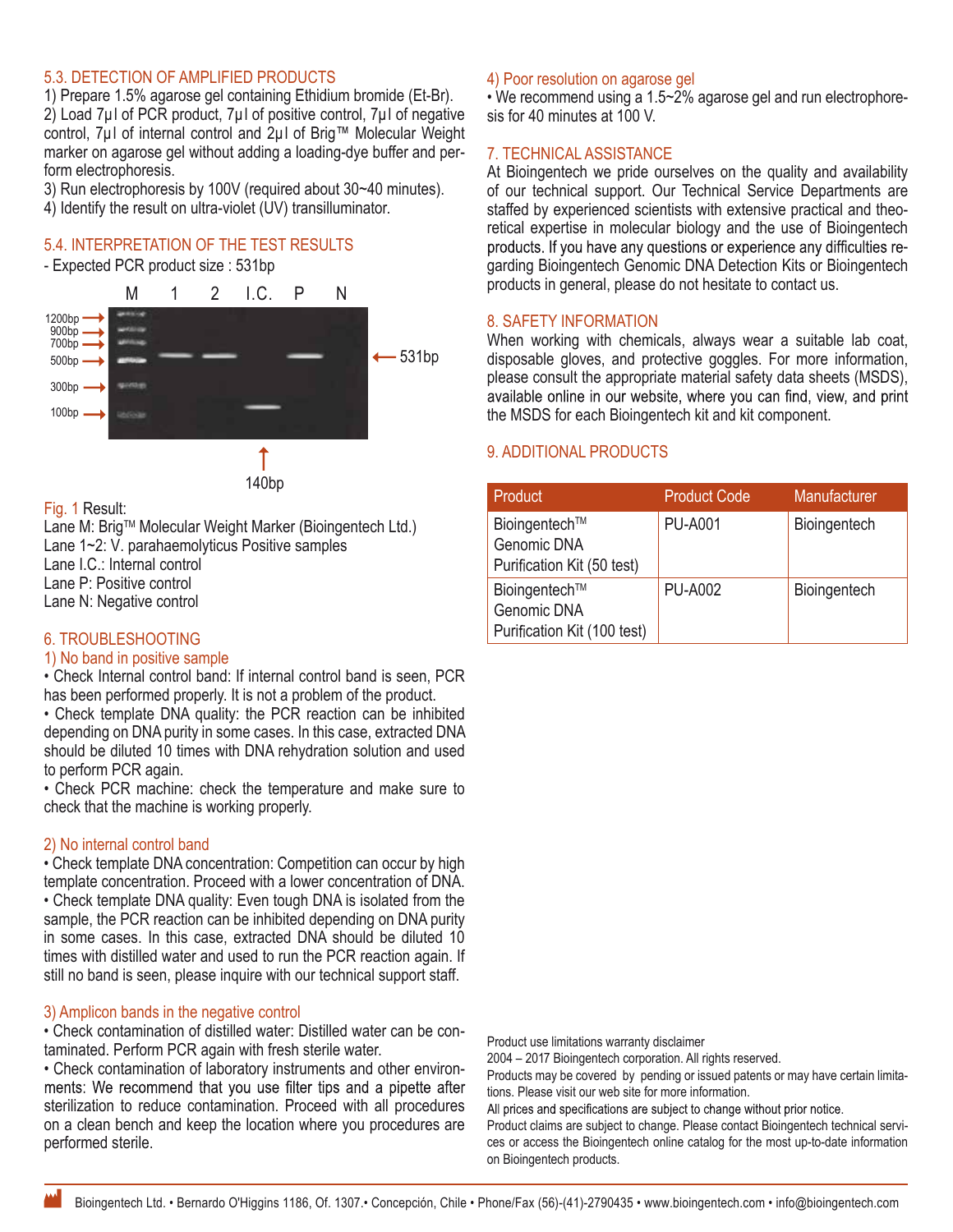## 5.3. DETECTION OF AMPLIFIED PRODUCTS

1) Prepare 1.5% agarose gel containing Ethidium bromide (Et-Br).
2) Load 7μl of PCR product, 7μl of positive control, 7μl of negative control, 7μl of internal control and 2μl of Brig™ Molecular Weight marker on agarose gel without adding a loading-dye buffer and perform electrophoresis.
3) Run electrophoresis by 100V (required about 30~40 minutes).
4) Identify the result on ultra-violet (UV) transilluminator.

## 5.4. INTERPRETATION OF THE TEST RESULTS

- Expected PCR product size : 531bp

M 1 2 I.C. P N

1200bp
900bp
700bp
500bp
300bp
100bp

531bp

140bp

Fig. 1 Result:
Lane M: Brig™ Molecular Weight Marker (Bioingentech Ltd.)
Lane 1~2: V. parahaemolyticus Positive samples
Lane I.C.: Internal control
Lane P: Positive control
Lane N: Negative control

## 6. TROUBLESHOOTING

### 1) No band in positive sample

- Check Internal control band: If internal control band is seen, PCR has been performed properly. It is not a problem of the product.
- Check template DNA quality: the PCR reaction can be inhibited depending on DNA purity in some cases. In this case, extracted DNA should be diluted 10 times with DNA rehydration solution and used to perform PCR again.
- Check PCR machine: check the temperature and make sure to check that the machine is working properly.

### 2) No internal control band

- Check template DNA concentration: Competition can occur by high template concentration. Proceed with a lower concentration of DNA.
- Check template DNA quality: Even tough DNA is isolated from the sample, the PCR reaction can be inhibited depending on DNA purity in some cases. In this case, extracted DNA should be diluted 10 times with distilled water and used to run the PCR reaction again. If still no band is seen, please inquire with our technical support staff.

### 3) Amplicon bands in the negative control

- Check contamination of distilled water: Distilled water can be contaminated. Perform PCR again with fresh sterile water.
- Check contamination of laboratory instruments and other environments: We recommend that you use filter tips and a pipette after sterilization to reduce contamination. Proceed with all procedures on a clean bench and keep the location where you procedures are performed sterile.

### 4) Poor resolution on agarose gel

- We recommend using a 1.5~2% agarose gel and run electrophoresis for 40 minutes at 100 V.

## 7. TECHNICAL ASSISTANCE

At Bioingentech we pride ourselves on the quality and availability of our technical support. Our Technical Service Departments are staffed by experienced scientists with extensive practical and theoretical expertise in molecular biology and the use of Bioingentech products. If you have any questions or experience any difficulties regarding Bioingentech Genomic DNA Detection Kits or Bioingentech products in general, please do not hesitate to contact us.

## 8. SAFETY INFORMATION

When working with chemicals, always wear a suitable lab coat, disposable gloves, and protective goggles. For more information, please consult the appropriate material safety data sheets (MSDS), available online in our website, where you can find, view, and print the MSDS for each Bioingentech kit and kit component.

## 9. ADDITIONAL PRODUCTS

| Product | Product Code | Manufacturer |
|---|---|---|
| Bioingentech™ Genomic DNA Purification Kit (50 test) | PU-A001 | Bioingentech |
| Bioingentech™ Genomic DNA Purification Kit (100 test) | PU-A002 | Bioingentech |

Product use limitations warranty disclaimer
2004 – 2017 Bioingentech corporation. All rights reserved.
Products may be covered by pending or issued patents or may have certain limitations. Please visit our web site for more information.
All prices and specifications are subject to change without prior notice.
Product claims are subject to change. Please contact Bioingentech technical services or access the Bioingentech online catalog for the most up-to-date information on Bioingentech products.

Bioingentech Ltd. • Bernardo O'Higgins 1186, Of. 1307.• Concepción, Chile • Phone/Fax (56)-(41)-2790435 • www.bioingentech.com • info@bioingentech.com